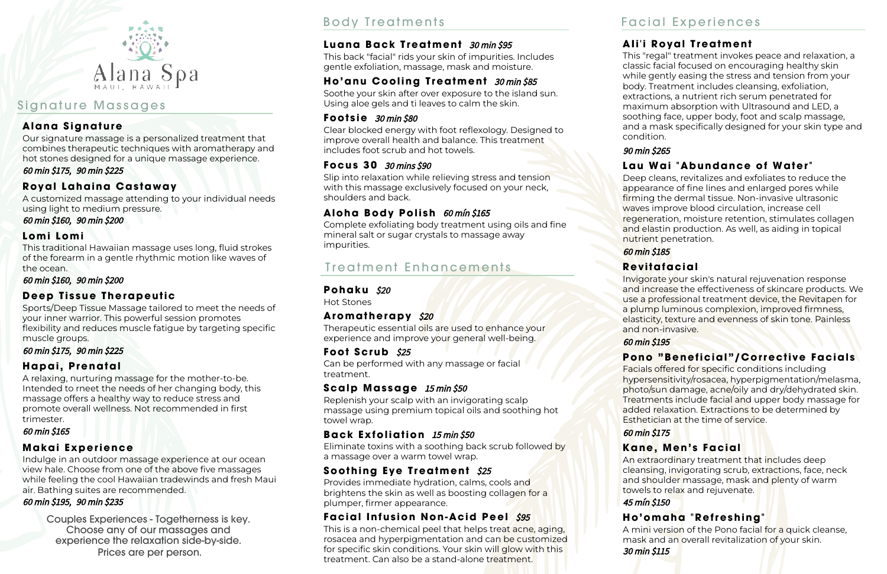Alana Spa

MAUI, HAWAII

## Signature Massages

### Alana Signature

Our signature massage is a personalized treatment that combines therapeutic techniques with aromatherapy and hot stones designed for a unique massage experience.

*60 min $175, 90 min $225*

### Royal Lahaina Castaway

A customized massage attending to your individual needs using light to medium pressure.

*60 min $160, 90 min $200*

### Lomi Lomi

This traditional Hawaiian massage uses long, fluid strokes of the forearm in a gentle rhythmic motion like waves of the ocean.

*60 min $160, 90 min $200*

### Deep Tissue Therapeutic

Sports/Deep Tissue Massage tailored to meet the needs of your inner warrior. This powerful session promotes flexibility and reduces muscle fatigue by targeting specific muscle groups.

*60 min $175, 90 min $225*

### Hapai, Prenatal

A relaxing, nurturing massage for the mother-to-be. Intended to rneet the needs of her changing body, this massage offers a healthy way to reduce stress and promote overall wellness. Not recommended in first trimester.

*60 min $165*

### Makai Experience

Indulge in an outdoor massage experience at our ocean view hale. Choose from one of the above five massages while feeling the cool Hawaiian tradewinds and fresh Maui air. Bathing suites are recommended.

*60 min $195, 90 min $235*

Couples Experiences - Togetherness is key. Choose any of our massages and experience the relaxation side-by-side. Prices are per person.

## Body Treatments

### Luana Back Treatment *30 min $95*

This back "facial" rids your skin of impurities. Includes gentle exfoliation, massage, mask and moisture.

### Ho'anu Cooling Treatment *30 min $85*

Soothe your skin after over exposure to the island sun. Using aloe gels and ti leaves to calm the skin.

### Footsie *30 min $80*

Clear blocked energy with foot reflexology. Designed to improve overall health and balance. This treatment includes foot scrub and hot towels.

### Focus 30 *30 mins $90*

Slip into relaxation while relieving stress and tension with this massage exclusively focused on your neck, shoulders and back.

### Aloha Body Polish *60 mín $165*

Complete exfoliating body treatment using oils and fine mineral salt or sugar crystals to massage away impurities.

## Treatment Enhancements

### Pohaku *$20*

Hot Stones

### Aromatherapy *$20*

Therapeutic essential oils are used to enhance your experience and improve your general well-being.

### Foot Scrub *$25*

Can be performed with any massage or facial treatment.

### Scalp Massage *15 min $50*

Replenish your scalp with an invigorating scalp massage using premium topical oils and soothing hot towel wrap.

### Back Exfoliation *15 min $50*

Eliminate toxins with a soothing back scrub followed by a massage over a warm towel wrap.

### Soothing Eye Treatment *$25*

Provides immediate hydration, calms, cools and brightens the skin as well as boosting collagen for a plumper, firmer appearance.

### Facial Infusion Non-Acid Peel *$95*

This is a non-chemical peel that helps treat acne, aging, rosacea and hyperpigmentation and can be customized for specific skin conditions. Your skin will glow with this treatment. Can also be a stand-alone treatment.

## Facial Experiences

### Ali'i Royal Treatment

This "regal" treatment invokes peace and relaxation, a classic facial focused on encouraging healthy skin while gently easing the stress and tension from your body. Treatment includes cleansing, exfoliation, extractions, a nutrient rich serum penetrated for maximum absorption with Ultrasound and LED, a soothing face, upper body, foot and scalp massage, and a mask specifically designed for your skin type and condition.

*90 min $265*

### Lau Wai "Abundance of Water"

Deep cleans, revitalizes and exfoliates to reduce the appearance of fine lines and enlarged pores while firming the dermal tissue. Non-invasive ultrasonic waves improve blood circulation, increase cell regeneration, moisture retention, stimulates collagen and elastin production. As well, as aiding in topical nutrient penetration.

*60 min $185*

### Revitafacial

Invigorate your skin's natural rejuvenation response and increase the effectiveness of skincare products. We use a professional treatment device, the Revitapen for a plump luminous complexion, improved firmness, elasticity, texture and evenness of skin tone. Painless and non-invasive.

*60 min $195*

### Pono "Beneficial"/Corrective Facials

Facials offered for specific conditions including hypersensitivity/rosacea, hyperpigmentation/melasma, photo/sun damage, acne/oily and dry/dehydrated skin. Treatments include facial and upper body massage for added relaxation. Extractions to be determined by Esthetician at the time of service.

*60 min $175*

### Kane, Men's Facial

An extraordinary treatment that includes deep cleansing, invigorating scrub, extractions, face, neck and shoulder massage, mask and plenty of warm towels to relax and rejuvenate.

*45 mín $150*

### Ho'omaha "Refreshing"

A mini version of the Pono facial for a quick cleanse, mask and an overall revitalization of your skin.

*30 min $115*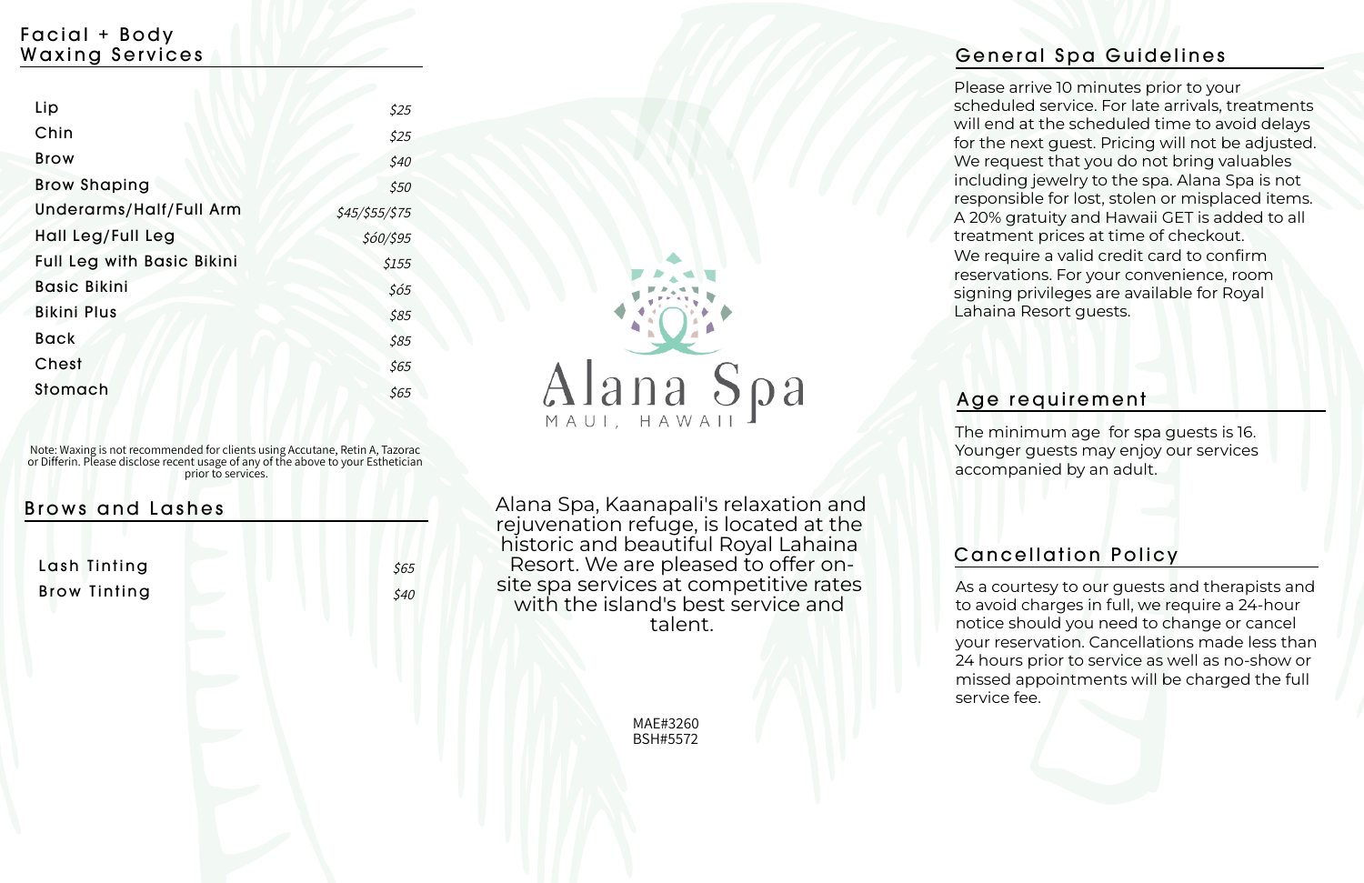## Facial + Body Waxing Services

| | |
|---|---|
| Lip | $25 |
| Chin | $25 |
| Brow | $40 |
| Brow Shaping | $50 |
| Underarms/Half/Full Arm | $45/$55/$75 |
| Hall Leg/Full Leg | $60/$95 |
| Full Leg with Basic Bikini | $155 |
| Basic Bikini | $65 |
| Bikini Plus | $85 |
| Back | $85 |
| Chest | $65 |
| Stomach | $65 |

Note: Waxing is not recommended for clients using Accutane, Retin A, Tazorac or Differin. Please disclose recent usage of any of the above to your Esthetician prior to services.

## Brows and Lashes

| | |
|---|---|
| Lash Tinting | $65 |
| Brow Tinting | $40 |

# Alana Spa

MAUI, HAWAII

Alana Spa, Kaanapali's relaxation and rejuvenation refuge, is located at the historic and beautiful Royal Lahaina Resort. We are pleased to offer on-site spa services at competitive rates with the island's best service and talent.

MAE#3260
BSH#5572

## General Spa Guidelines

Please arrive 10 minutes prior to your scheduled service. For late arrivals, treatments will end at the scheduled time to avoid delays for the next guest. Pricing will not be adjusted. We request that you do not bring valuables including jewelry to the spa. Alana Spa is not responsible for lost, stolen or misplaced items. A 20% gratuity and Hawaii GET is added to all treatment prices at time of checkout.
We require a valid credit card to confirm reservations. For your convenience, room signing privileges are available for Royal Lahaina Resort guests.

## Age requirement

The minimum age for spa guests is 16. Younger guests may enjoy our services accompanied by an adult.

## Cancellation Policy

As a courtesy to our guests and therapists and to avoid charges in full, we require a 24-hour notice should you need to change or cancel your reservation. Cancellations made less than 24 hours prior to service as well as no-show or missed appointments will be charged the full service fee.